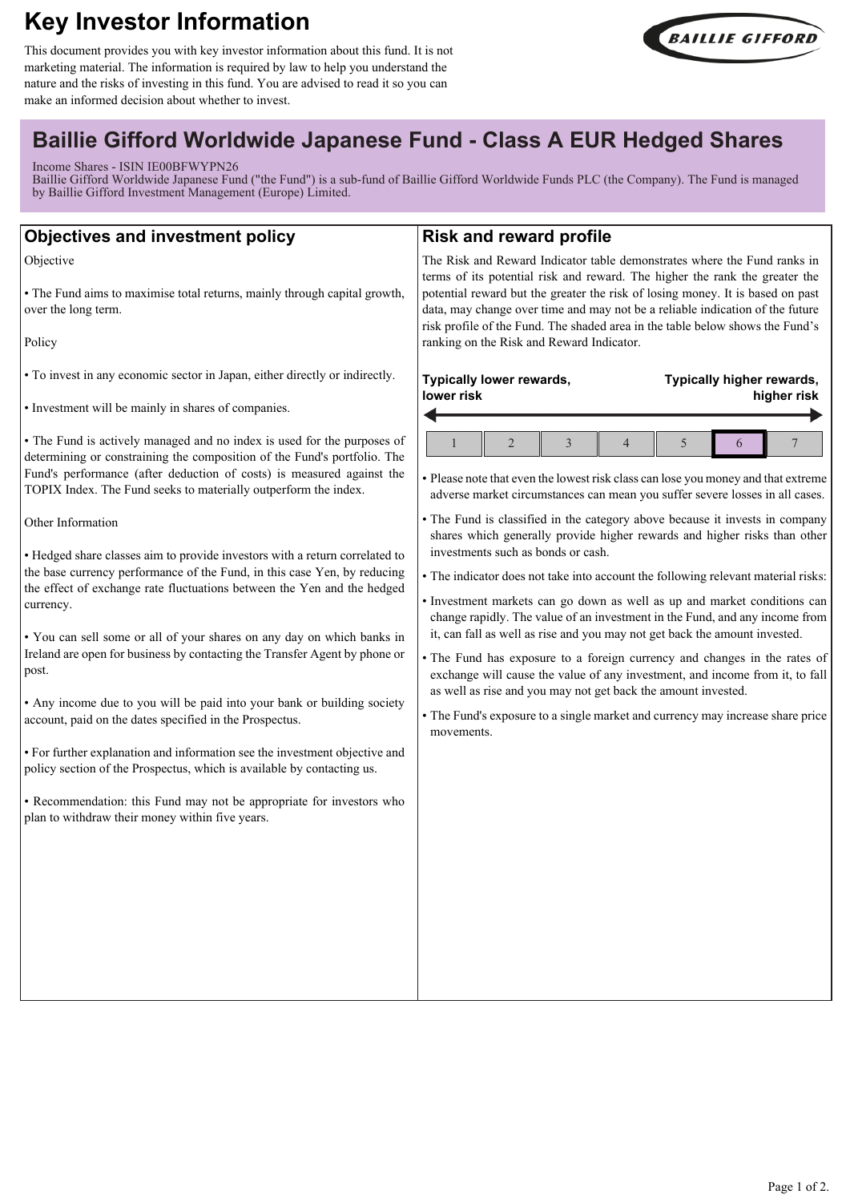# Key Investor Information

This document provides you with key investor information about this fund. It is not marketing material. The information is required by law to help you understand the nature and the risks of investing in this fund. You are advised to read it so you can make an informed decision about whether to invest.

## Baillie Gifford Worldwide Japanese Fund - Class A EUR Hedged Shares

Income Shares - ISIN IE00BFWYPN26
Baillie Gifford Worldwide Japanese Fund ("the Fund") is a sub-fund of Baillie Gifford Worldwide Funds PLC (the Company). The Fund is managed by Baillie Gifford Investment Management (Europe) Limited.

## Objectives and investment policy

Objective

- The Fund aims to maximise total returns, mainly through capital growth, over the long term.

Policy

- To invest in any economic sector in Japan, either directly or indirectly.
- Investment will be mainly in shares of companies.
- The Fund is actively managed and no index is used for the purposes of determining or constraining the composition of the Fund's portfolio. The Fund's performance (after deduction of costs) is measured against the TOPIX Index. The Fund seeks to materially outperform the index.

Other Information

- Hedged share classes aim to provide investors with a return correlated to the base currency performance of the Fund, in this case Yen, by reducing the effect of exchange rate fluctuations between the Yen and the hedged currency.
- You can sell some or all of your shares on any day on which banks in Ireland are open for business by contacting the Transfer Agent by phone or post.
- Any income due to you will be paid into your bank or building society account, paid on the dates specified in the Prospectus.
- For further explanation and information see the investment objective and policy section of the Prospectus, which is available by contacting us.
- Recommendation: this Fund may not be appropriate for investors who plan to withdraw their money within five years.

## Risk and reward profile

The Risk and Reward Indicator table demonstrates where the Fund ranks in terms of its potential risk and reward. The higher the rank the greater the potential reward but the greater the risk of losing money. It is based on past data, may change over time and may not be a reliable indication of the future risk profile of the Fund. The shaded area in the table below shows the Fund's ranking on the Risk and Reward Indicator.

**Typically lower rewards, lower risk** ← → **Typically higher rewards, higher risk**

| 1 | 2 | 3 | 4 | 5 | **6** | 7 |
|---|---|---|---|---|---|---|

- Please note that even the lowest risk class can lose you money and that extreme adverse market circumstances can mean you suffer severe losses in all cases.
- The Fund is classified in the category above because it invests in company shares which generally provide higher rewards and higher risks than other investments such as bonds or cash.
- The indicator does not take into account the following relevant material risks:
- Investment markets can go down as well as up and market conditions can change rapidly. The value of an investment in the Fund, and any income from it, can fall as well as rise and you may not get back the amount invested.
- The Fund has exposure to a foreign currency and changes in the rates of exchange will cause the value of any investment, and income from it, to fall as well as rise and you may not get back the amount invested.
- The Fund's exposure to a single market and currency may increase share price movements.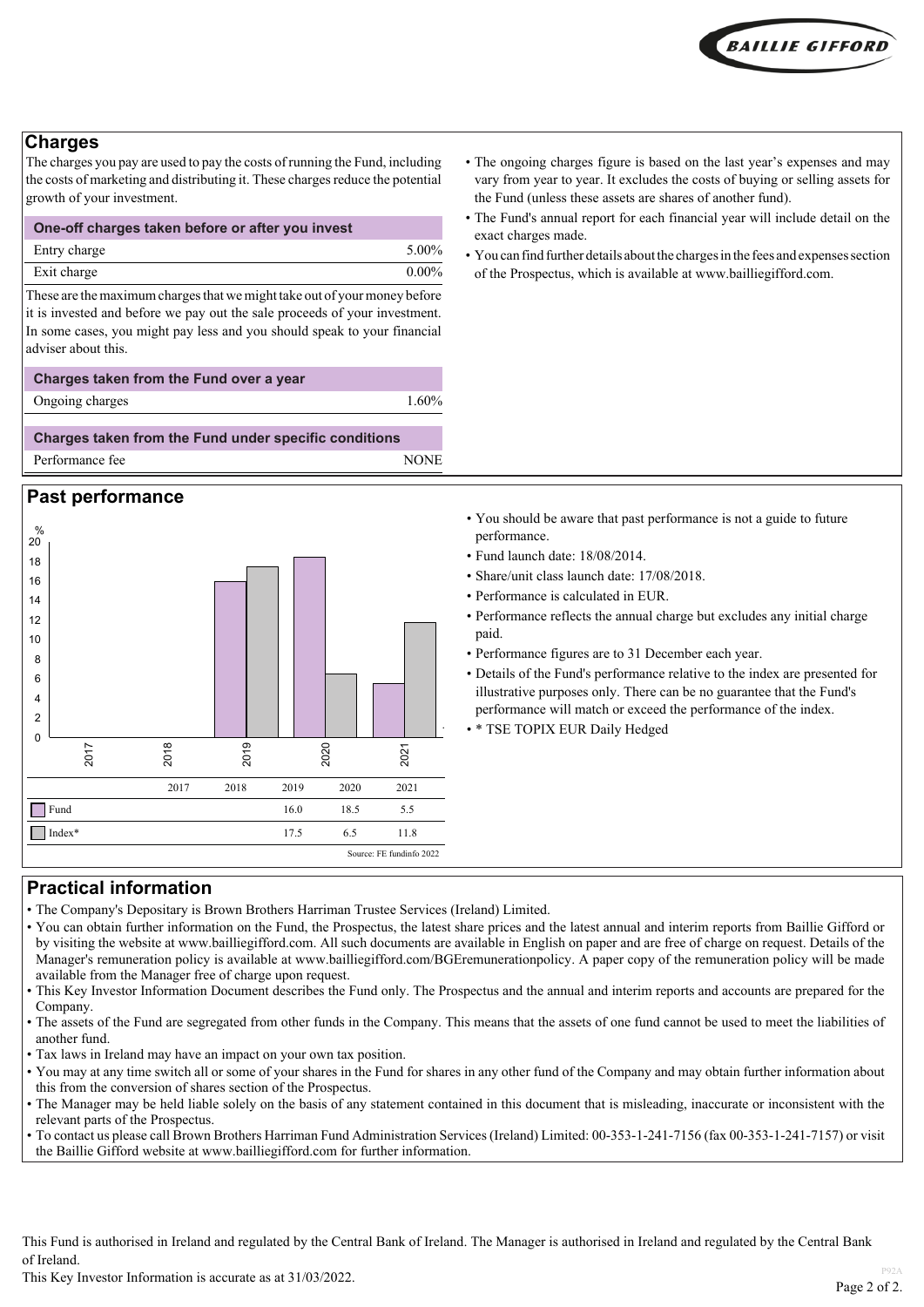## Charges

The charges you pay are used to pay the costs of running the Fund, including the costs of marketing and distributing it. These charges reduce the potential growth of your investment.

| One-off charges taken before or after you invest | |
|---|---|
| Entry charge | 5.00% |
| Exit charge | 0.00% |

These are the maximum charges that we might take out of your money before it is invested and before we pay out the sale proceeds of your investment. In some cases, you might pay less and you should speak to your financial adviser about this.

| Charges taken from the Fund over a year | |
|---|---|
| Ongoing charges | 1.60% |

| Charges taken from the Fund under specific conditions | |
|---|---|
| Performance fee | NONE |

- The ongoing charges figure is based on the last year's expenses and may vary from year to year. It excludes the costs of buying or selling assets for the Fund (unless these assets are shares of another fund).
- The Fund's annual report for each financial year will include detail on the exact charges made.
- You can find further details about the charges in the fees and expenses section of the Prospectus, which is available at www.bailliegifford.com.

## Past performance

%
20
18
16
14
12
10
8
6
4
2
0
2017
2018
2019
2020
2021

| | 2017 | 2018 | 2019 | 2020 | 2021 |
|---|---|---|---|---|---|
| Fund | | | 16.0 | 18.5 | 5.5 |
| Index* | | | 17.5 | 6.5 | 11.8 |

Source: FE fundinfo 2022

- You should be aware that past performance is not a guide to future performance.
- Fund launch date: 18/08/2014.
- Share/unit class launch date: 17/08/2018.
- Performance is calculated in EUR.
- Performance reflects the annual charge but excludes any initial charge paid.
- Performance figures are to 31 December each year.
- Details of the Fund's performance relative to the index are presented for illustrative purposes only. There can be no guarantee that the Fund's performance will match or exceed the performance of the index.
- * TSE TOPIX EUR Daily Hedged

## Practical information

- The Company's Depositary is Brown Brothers Harriman Trustee Services (Ireland) Limited.
- You can obtain further information on the Fund, the Prospectus, the latest share prices and the latest annual and interim reports from Baillie Gifford or by visiting the website at www.bailliegifford.com. All such documents are available in English on paper and are free of charge on request. Details of the Manager's remuneration policy is available at www.bailliegifford.com/BGEremunerationpolicy. A paper copy of the remuneration policy will be made available from the Manager free of charge upon request.
- This Key Investor Information Document describes the Fund only. The Prospectus and the annual and interim reports and accounts are prepared for the Company.
- The assets of the Fund are segregated from other funds in the Company. This means that the assets of one fund cannot be used to meet the liabilities of another fund.
- Tax laws in Ireland may have an impact on your own tax position.
- You may at any time switch all or some of your shares in the Fund for shares in any other fund of the Company and may obtain further information about this from the conversion of shares section of the Prospectus.
- The Manager may be held liable solely on the basis of any statement contained in this document that is misleading, inaccurate or inconsistent with the relevant parts of the Prospectus.
- To contact us please call Brown Brothers Harriman Fund Administration Services (Ireland) Limited: 00-353-1-241-7156 (fax 00-353-1-241-7157) or visit the Baillie Gifford website at www.bailliegifford.com for further information.

This Fund is authorised in Ireland and regulated by the Central Bank of Ireland. The Manager is authorised in Ireland and regulated by the Central Bank of Ireland.

This Key Investor Information is accurate as at 31/03/2022.